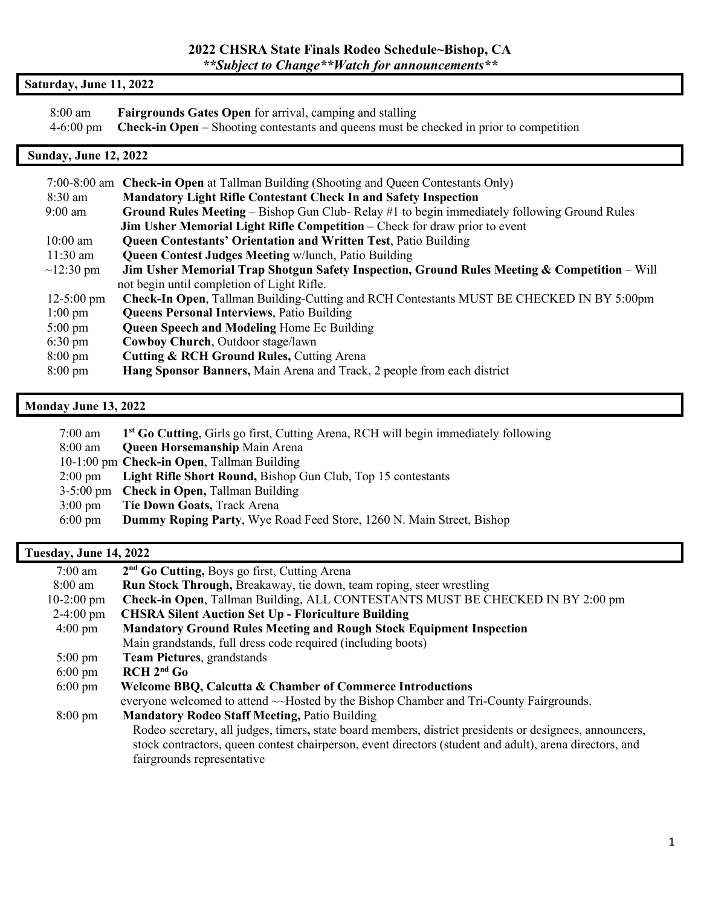# 2022 CHSRA State Finals Rodeo Schedule~Bishop, CA

***\*Subject to Change\*\*Watch for announcements\*\****

## Saturday, June 11, 2022

| | |
|---|---|
| 8:00 am | **Fairgrounds Gates Open** for arrival, camping and stalling |
| 4-6:00 pm | **Check-in Open** – Shooting contestants and queens must be checked in prior to competition |

## Sunday, June 12, 2022

| | |
|---|---|
| 7:00-8:00 am | **Check-in Open** at Tallman Building (Shooting and Queen Contestants Only) |
| 8:30 am | **Mandatory Light Rifle Contestant Check In and Safety Inspection** |
| 9:00 am | **Ground Rules Meeting** – Bishop Gun Club- Relay #1 to begin immediately following Ground Rules **Jim Usher Memorial Light Rifle Competition** – Check for draw prior to event |
| 10:00 am | **Queen Contestants' Orientation and Written Test**, Patio Building |
| 11:30 am | **Queen Contest Judges Meeting** w/lunch, Patio Building |
| ~12:30 pm | **Jim Usher Memorial Trap Shotgun Safety Inspection, Ground Rules Meeting & Competition** – Will not begin until completion of Light Rifle. |
| 12-5:00 pm | **Check-In Open**, Tallman Building-Cutting and RCH Contestants MUST BE CHECKED IN BY 5:00pm |
| 1:00 pm | **Queens Personal Interviews**, Patio Building |
| 5:00 pm | **Queen Speech and Modeling** Home Ec Building |
| 6:30 pm | **Cowboy Church**, Outdoor stage/lawn |
| 8:00 pm | **Cutting & RCH Ground Rules,** Cutting Arena |
| 8:00 pm | **Hang Sponsor Banners,** Main Arena and Track, 2 people from each district |

## Monday June 13, 2022

| | |
|---|---|
| 7:00 am | **1st Go Cutting**, Girls go first, Cutting Arena, RCH will begin immediately following |
| 8:00 am | **Queen Horsemanship** Main Arena |
| 10-1:00 pm | **Check-in Open**, Tallman Building |
| 2:00 pm | **Light Rifle Short Round,** Bishop Gun Club, Top 15 contestants |
| 3-5:00 pm | **Check in Open,** Tallman Building |
| 3:00 pm | **Tie Down Goats,** Track Arena |
| 6:00 pm | **Dummy Roping Party**, Wye Road Feed Store, 1260 N. Main Street, Bishop |

## Tuesday, June 14, 2022

| | |
|---|---|
| 7:00 am | **2nd Go Cutting,** Boys go first, Cutting Arena |
| 8:00 am | **Run Stock Through,** Breakaway, tie down, team roping, steer wrestling |
| 10-2:00 pm | **Check-in Open**, Tallman Building, ALL CONTESTANTS MUST BE CHECKED IN BY 2:00 pm |
| 2-4:00 pm | **CHSRA Silent Auction Set Up - Floriculture Building** |
| 4:00 pm | **Mandatory Ground Rules Meeting and Rough Stock Equipment Inspection** Main grandstands, full dress code required (including boots) |
| 5:00 pm | **Team Pictures**, grandstands |
| 6:00 pm | **RCH 2nd Go** |
| 6:00 pm | **Welcome BBQ, Calcutta & Chamber of Commerce Introductions** everyone welcomed to attend ~~Hosted by the Bishop Chamber and Tri-County Fairgrounds. |
| 8:00 pm | **Mandatory Rodeo Staff Meeting,** Patio Building Rodeo secretary, all judges, timers**,** state board members, district presidents or designees, announcers, stock contractors, queen contest chairperson, event directors (student and adult), arena directors, and fairgrounds representative |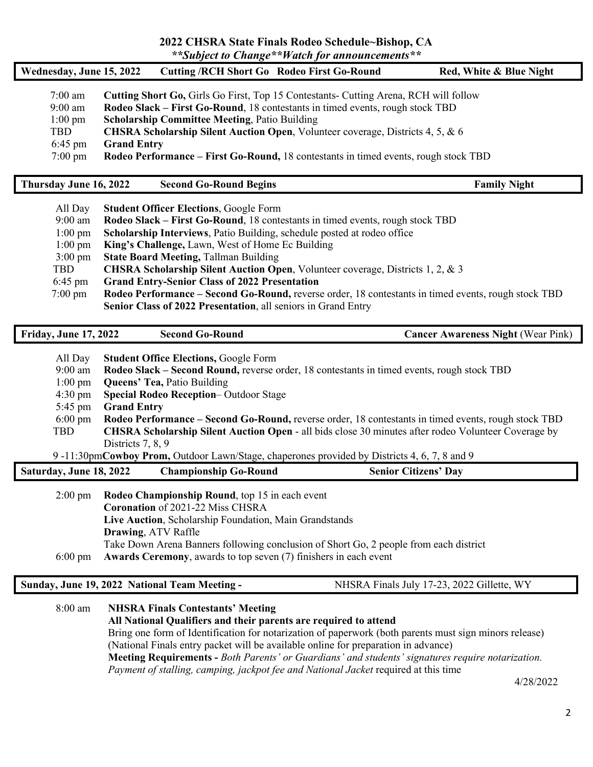# 2022 CHSRA State Finals Rodeo Schedule~Bishop, CA

***\*Subject to Change\*\*Watch for announcements\*\****

## Wednesday, June 15, 2022 — Cutting /RCH Short Go Rodeo First Go-Round — Red, White & Blue Night

| | |
|---|---|
| 7:00 am | **Cutting Short Go,** Girls Go First, Top 15 Contestants- Cutting Arena, RCH will follow |
| 9:00 am | **Rodeo Slack – First Go-Round**, 18 contestants in timed events, rough stock TBD |
| 1:00 pm | **Scholarship Committee Meeting**, Patio Building |
| TBD | **CHSRA Scholarship Silent Auction Open**, Volunteer coverage, Districts 4, 5, & 6 |
| 6:45 pm | **Grand Entry** |
| 7:00 pm | **Rodeo Performance – First Go-Round,** 18 contestants in timed events, rough stock TBD |

## Thursday June 16, 2022 — Second Go-Round Begins — Family Night

| | |
|---|---|
| All Day | **Student Officer Elections**, Google Form |
| 9:00 am | **Rodeo Slack – First Go-Round**, 18 contestants in timed events, rough stock TBD |
| 1:00 pm | **Scholarship Interviews**, Patio Building, schedule posted at rodeo office |
| 1:00 pm | **King's Challenge,** Lawn, West of Home Ec Building |
| 3:00 pm | **State Board Meeting,** Tallman Building |
| TBD | **CHSRA Scholarship Silent Auction Open**, Volunteer coverage, Districts 1, 2, & 3 |
| 6:45 pm | **Grand Entry-Senior Class of 2022 Presentation** |
| 7:00 pm | **Rodeo Performance – Second Go-Round,** reverse order, 18 contestants in timed events, rough stock TBD<br>**Senior Class of 2022 Presentation**, all seniors in Grand Entry |

## Friday, June 17, 2022 — Second Go-Round — Cancer Awareness Night (Wear Pink)

| | |
|---|---|
| All Day | **Student Office Elections,** Google Form |
| 9:00 am | **Rodeo Slack – Second Round,** reverse order, 18 contestants in timed events, rough stock TBD |
| 1:00 pm | **Queens' Tea,** Patio Building |
| 4:30 pm | **Special Rodeo Reception**– Outdoor Stage |
| 5:45 pm | **Grand Entry** |
| 6:00 pm | **Rodeo Performance – Second Go-Round,** reverse order, 18 contestants in timed events, rough stock TBD |
| TBD | **CHSRA Scholarship Silent Auction Open** - all bids close 30 minutes after rodeo Volunteer Coverage by Districts 7, 8, 9 |
| 9 -11:30pm | **Cowboy Prom,** Outdoor Lawn/Stage, chaperones provided by Districts 4, 6, 7, 8 and 9 |

## Saturday, June 18, 2022 — Championship Go-Round — Senior Citizens' Day

| | |
|---|---|
| 2:00 pm | **Rodeo Championship Round**, top 15 in each event<br>**Coronation** of 2021-22 Miss CHSRA<br>**Live Auction**, Scholarship Foundation, Main Grandstands<br>**Drawing**, ATV Raffle<br>Take Down Arena Banners following conclusion of Short Go, 2 people from each district |
| 6:00 pm | **Awards Ceremony**, awards to top seven (7) finishers in each event |

## Sunday, June 19, 2022 National Team Meeting - — NHSRA Finals July 17-23, 2022 Gillette, WY

| | |
|---|---|
| 8:00 am | **NHSRA Finals Contestants' Meeting**<br>**All National Qualifiers and their parents are required to attend**<br>Bring one form of Identification for notarization of paperwork (both parents must sign minors release)<br>(National Finals entry packet will be available online for preparation in advance)<br>**Meeting Requirements -** *Both Parents' or Guardians' and students' signatures require notarization. Payment of stalling, camping, jackpot fee and National Jacket* required at this time |

4/28/2022